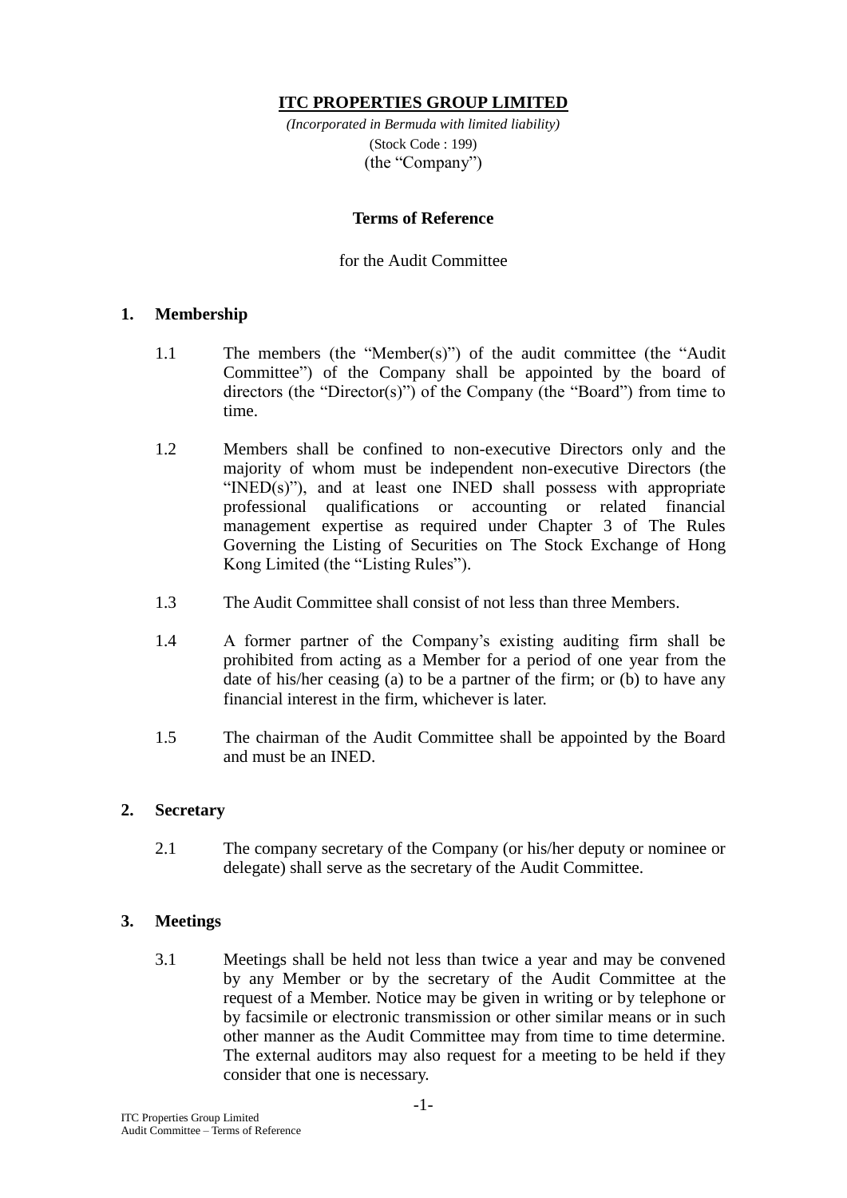**ITC PROPERTIES GROUP LIMITED**

*(Incorporated in Bermuda with limited liability)*
(Stock Code : 199)
(the "Company")

**Terms of Reference**

for the Audit Committee

## 1. Membership

1.1 The members (the "Member(s)") of the audit committee (the "Audit Committee") of the Company shall be appointed by the board of directors (the "Director(s)") of the Company (the "Board") from time to time.

1.2 Members shall be confined to non-executive Directors only and the majority of whom must be independent non-executive Directors (the "INED(s)"), and at least one INED shall possess with appropriate professional qualifications or accounting or related financial management expertise as required under Chapter 3 of The Rules Governing the Listing of Securities on The Stock Exchange of Hong Kong Limited (the "Listing Rules").

1.3 The Audit Committee shall consist of not less than three Members.

1.4 A former partner of the Company's existing auditing firm shall be prohibited from acting as a Member for a period of one year from the date of his/her ceasing (a) to be a partner of the firm; or (b) to have any financial interest in the firm, whichever is later.

1.5 The chairman of the Audit Committee shall be appointed by the Board and must be an INED.

## 2. Secretary

2.1 The company secretary of the Company (or his/her deputy or nominee or delegate) shall serve as the secretary of the Audit Committee.

## 3. Meetings

3.1 Meetings shall be held not less than twice a year and may be convened by any Member or by the secretary of the Audit Committee at the request of a Member. Notice may be given in writing or by telephone or by facsimile or electronic transmission or other similar means or in such other manner as the Audit Committee may from time to time determine. The external auditors may also request for a meeting to be held if they consider that one is necessary.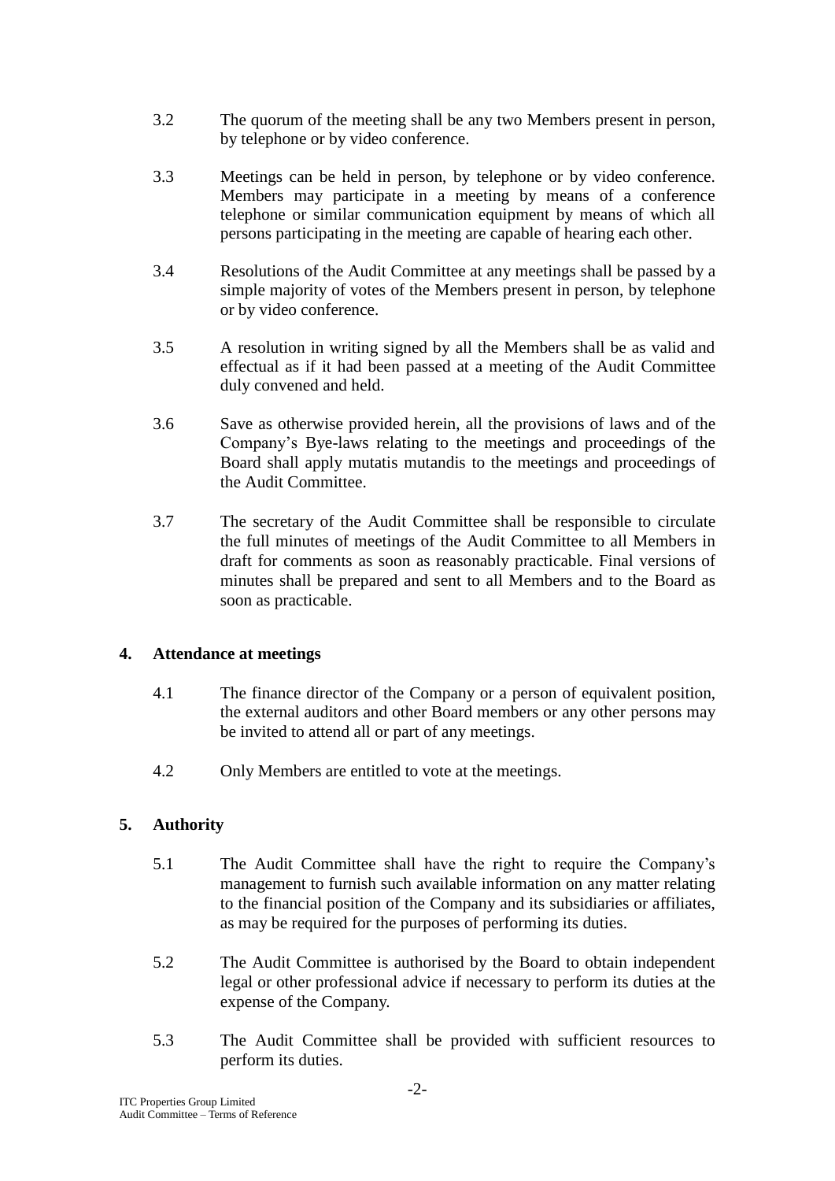3.2 The quorum of the meeting shall be any two Members present in person, by telephone or by video conference.

3.3 Meetings can be held in person, by telephone or by video conference. Members may participate in a meeting by means of a conference telephone or similar communication equipment by means of which all persons participating in the meeting are capable of hearing each other.

3.4 Resolutions of the Audit Committee at any meetings shall be passed by a simple majority of votes of the Members present in person, by telephone or by video conference.

3.5 A resolution in writing signed by all the Members shall be as valid and effectual as if it had been passed at a meeting of the Audit Committee duly convened and held.

3.6 Save as otherwise provided herein, all the provisions of laws and of the Company's Bye-laws relating to the meetings and proceedings of the Board shall apply mutatis mutandis to the meetings and proceedings of the Audit Committee.

3.7 The secretary of the Audit Committee shall be responsible to circulate the full minutes of meetings of the Audit Committee to all Members in draft for comments as soon as reasonably practicable. Final versions of minutes shall be prepared and sent to all Members and to the Board as soon as practicable.

## 4. Attendance at meetings

4.1 The finance director of the Company or a person of equivalent position, the external auditors and other Board members or any other persons may be invited to attend all or part of any meetings.

4.2 Only Members are entitled to vote at the meetings.

## 5. Authority

5.1 The Audit Committee shall have the right to require the Company's management to furnish such available information on any matter relating to the financial position of the Company and its subsidiaries or affiliates, as may be required for the purposes of performing its duties.

5.2 The Audit Committee is authorised by the Board to obtain independent legal or other professional advice if necessary to perform its duties at the expense of the Company.

5.3 The Audit Committee shall be provided with sufficient resources to perform its duties.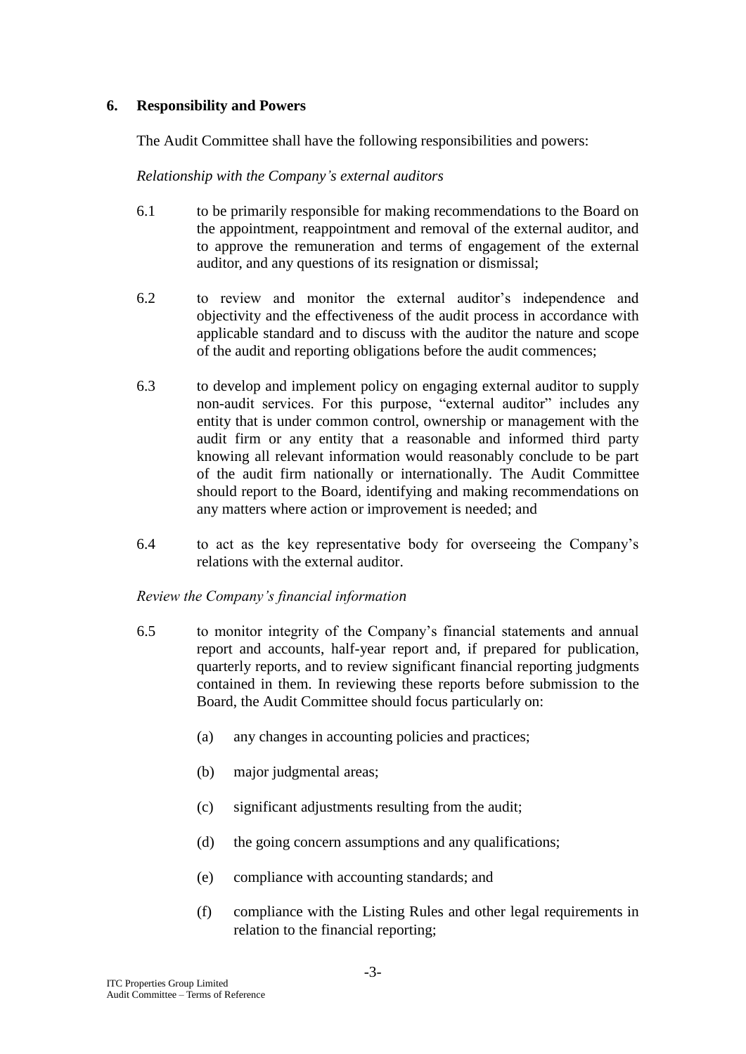## 6. Responsibility and Powers

The Audit Committee shall have the following responsibilities and powers:

*Relationship with the Company's external auditors*

6.1 to be primarily responsible for making recommendations to the Board on the appointment, reappointment and removal of the external auditor, and to approve the remuneration and terms of engagement of the external auditor, and any questions of its resignation or dismissal;

6.2 to review and monitor the external auditor's independence and objectivity and the effectiveness of the audit process in accordance with applicable standard and to discuss with the auditor the nature and scope of the audit and reporting obligations before the audit commences;

6.3 to develop and implement policy on engaging external auditor to supply non-audit services. For this purpose, "external auditor" includes any entity that is under common control, ownership or management with the audit firm or any entity that a reasonable and informed third party knowing all relevant information would reasonably conclude to be part of the audit firm nationally or internationally. The Audit Committee should report to the Board, identifying and making recommendations on any matters where action or improvement is needed; and

6.4 to act as the key representative body for overseeing the Company's relations with the external auditor.

*Review the Company's financial information*

6.5 to monitor integrity of the Company's financial statements and annual report and accounts, half-year report and, if prepared for publication, quarterly reports, and to review significant financial reporting judgments contained in them. In reviewing these reports before submission to the Board, the Audit Committee should focus particularly on:

(a) any changes in accounting policies and practices;

(b) major judgmental areas;

(c) significant adjustments resulting from the audit;

(d) the going concern assumptions and any qualifications;

(e) compliance with accounting standards; and

(f) compliance with the Listing Rules and other legal requirements in relation to the financial reporting;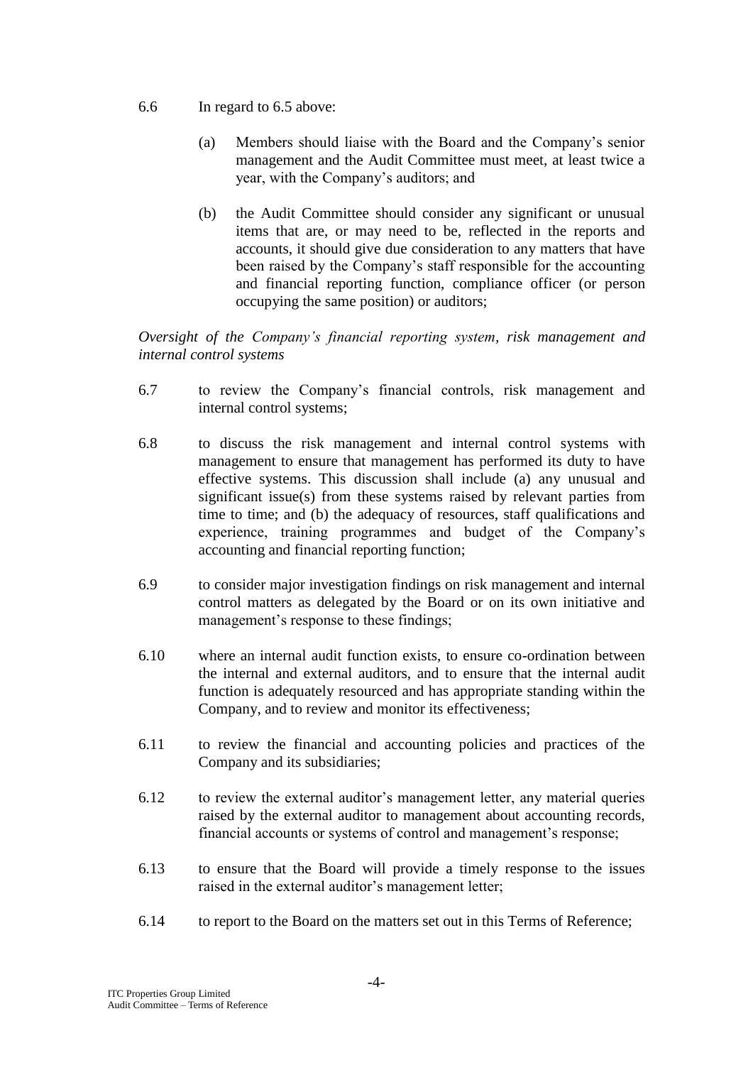6.6 In regard to 6.5 above:

(a) Members should liaise with the Board and the Company's senior management and the Audit Committee must meet, at least twice a year, with the Company's auditors; and

(b) the Audit Committee should consider any significant or unusual items that are, or may need to be, reflected in the reports and accounts, it should give due consideration to any matters that have been raised by the Company's staff responsible for the accounting and financial reporting function, compliance officer (or person occupying the same position) or auditors;

*Oversight of the Company's financial reporting system, risk management and internal control systems*

6.7 to review the Company's financial controls, risk management and internal control systems;

6.8 to discuss the risk management and internal control systems with management to ensure that management has performed its duty to have effective systems. This discussion shall include (a) any unusual and significant issue(s) from these systems raised by relevant parties from time to time; and (b) the adequacy of resources, staff qualifications and experience, training programmes and budget of the Company's accounting and financial reporting function;

6.9 to consider major investigation findings on risk management and internal control matters as delegated by the Board or on its own initiative and management's response to these findings;

6.10 where an internal audit function exists, to ensure co-ordination between the internal and external auditors, and to ensure that the internal audit function is adequately resourced and has appropriate standing within the Company, and to review and monitor its effectiveness;

6.11 to review the financial and accounting policies and practices of the Company and its subsidiaries;

6.12 to review the external auditor's management letter, any material queries raised by the external auditor to management about accounting records, financial accounts or systems of control and management's response;

6.13 to ensure that the Board will provide a timely response to the issues raised in the external auditor's management letter;

6.14 to report to the Board on the matters set out in this Terms of Reference;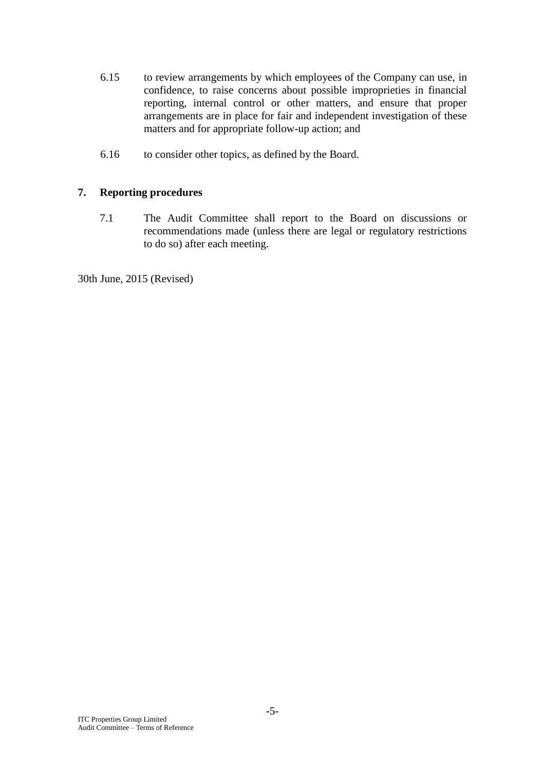6.15 to review arrangements by which employees of the Company can use, in confidence, to raise concerns about possible improprieties in financial reporting, internal control or other matters, and ensure that proper arrangements are in place for fair and independent investigation of these matters and for appropriate follow-up action; and

6.16 to consider other topics, as defined by the Board.

## 7. Reporting procedures

7.1 The Audit Committee shall report to the Board on discussions or recommendations made (unless there are legal or regulatory restrictions to do so) after each meeting.

30th June, 2015 (Revised)